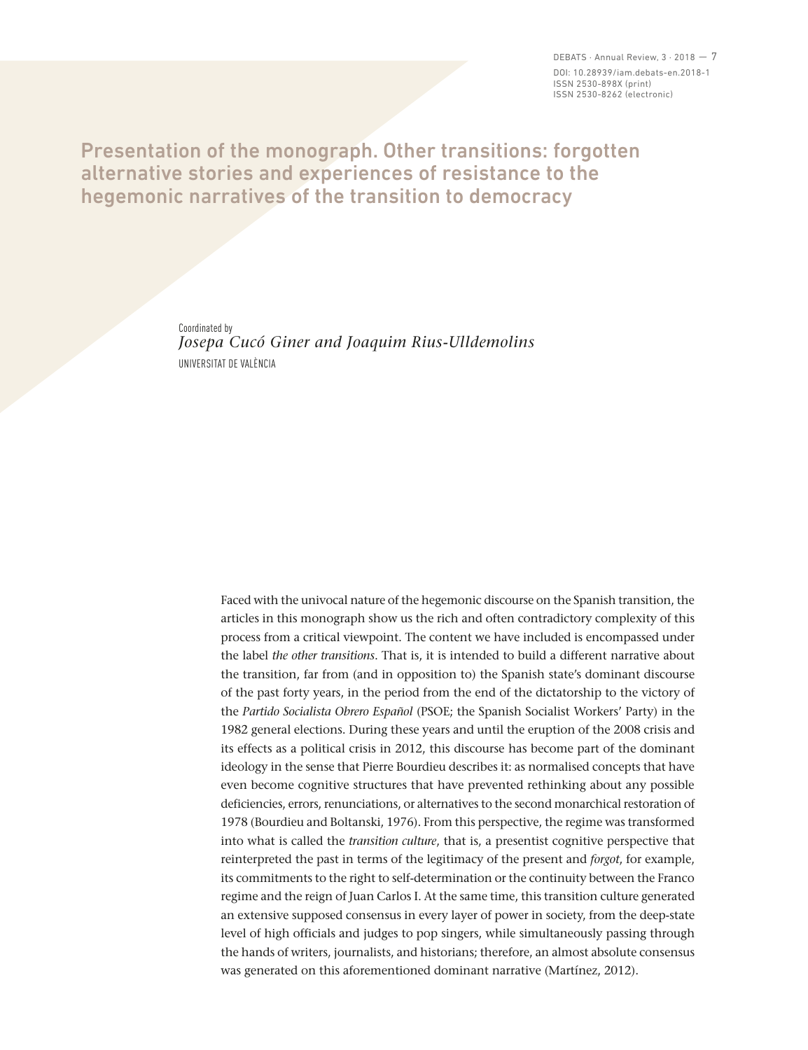# Presentation of the monograph. Other transitions: forgotten alternative stories and experiences of resistance to the hegemonic narratives of the transition to democracy

Coordinated by
*Josepa Cucó Giner and Joaquim Rius-Ulldemolins*
UNIVERSITAT DE VALÈNCIA

Faced with the univocal nature of the hegemonic discourse on the Spanish transition, the articles in this monograph show us the rich and often contradictory complexity of this process from a critical viewpoint. The content we have included is encompassed under the label *the other transitions*. That is, it is intended to build a different narrative about the transition, far from (and in opposition to) the Spanish state's dominant discourse of the past forty years, in the period from the end of the dictatorship to the victory of the *Partido Socialista Obrero Español* (PSOE; the Spanish Socialist Workers' Party) in the 1982 general elections. During these years and until the eruption of the 2008 crisis and its effects as a political crisis in 2012, this discourse has become part of the dominant ideology in the sense that Pierre Bourdieu describes it: as normalised concepts that have even become cognitive structures that have prevented rethinking about any possible deficiencies, errors, renunciations, or alternatives to the second monarchical restoration of 1978 (Bourdieu and Boltanski, 1976). From this perspective, the regime was transformed into what is called the *transition culture*, that is, a presentist cognitive perspective that reinterpreted the past in terms of the legitimacy of the present and *forgot*, for example, its commitments to the right to self-determination or the continuity between the Franco regime and the reign of Juan Carlos I. At the same time, this transition culture generated an extensive supposed consensus in every layer of power in society, from the deep-state level of high officials and judges to pop singers, while simultaneously passing through the hands of writers, journalists, and historians; therefore, an almost absolute consensus was generated on this aforementioned dominant narrative (Martínez, 2012).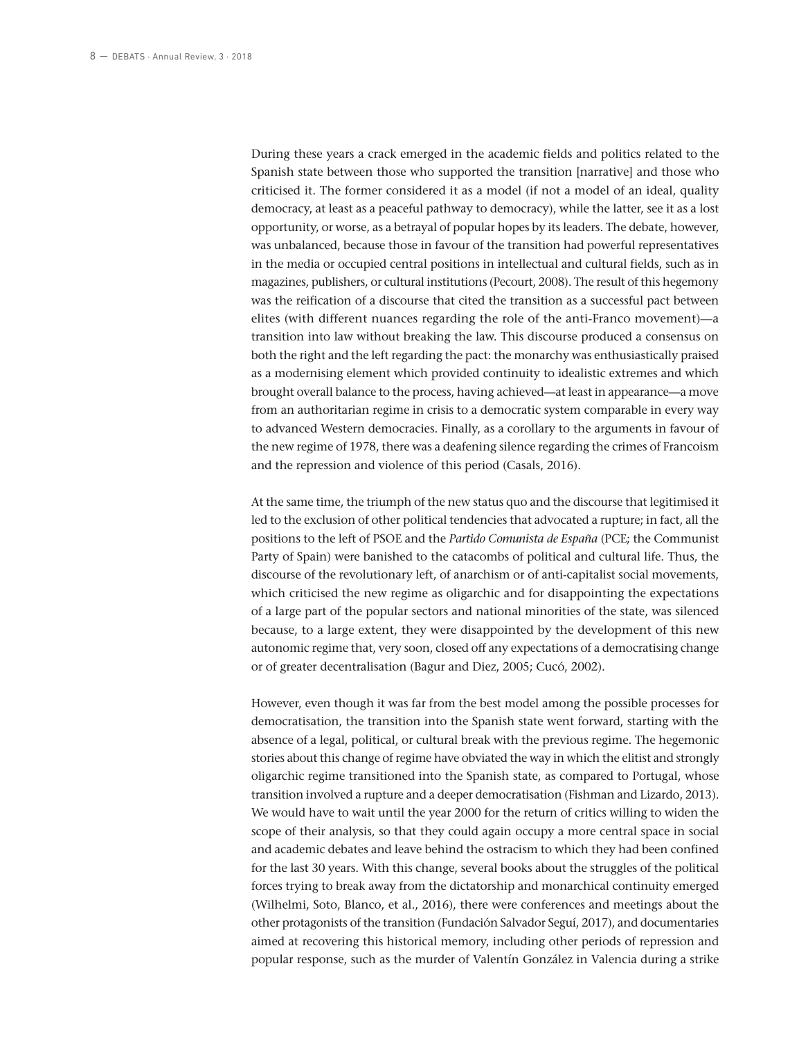During these years a crack emerged in the academic fields and politics related to the Spanish state between those who supported the transition [narrative] and those who criticised it. The former considered it as a model (if not a model of an ideal, quality democracy, at least as a peaceful pathway to democracy), while the latter, see it as a lost opportunity, or worse, as a betrayal of popular hopes by its leaders. The debate, however, was unbalanced, because those in favour of the transition had powerful representatives in the media or occupied central positions in intellectual and cultural fields, such as in magazines, publishers, or cultural institutions (Pecourt, 2008). The result of this hegemony was the reification of a discourse that cited the transition as a successful pact between elites (with different nuances regarding the role of the anti-Franco movement)—a transition into law without breaking the law. This discourse produced a consensus on both the right and the left regarding the pact: the monarchy was enthusiastically praised as a modernising element which provided continuity to idealistic extremes and which brought overall balance to the process, having achieved—at least in appearance—a move from an authoritarian regime in crisis to a democratic system comparable in every way to advanced Western democracies. Finally, as a corollary to the arguments in favour of the new regime of 1978, there was a deafening silence regarding the crimes of Francoism and the repression and violence of this period (Casals, 2016).

At the same time, the triumph of the new status quo and the discourse that legitimised it led to the exclusion of other political tendencies that advocated a rupture; in fact, all the positions to the left of PSOE and the *Partido Comunista de España* (PCE; the Communist Party of Spain) were banished to the catacombs of political and cultural life. Thus, the discourse of the revolutionary left, of anarchism or of anti-capitalist social movements, which criticised the new regime as oligarchic and for disappointing the expectations of a large part of the popular sectors and national minorities of the state, was silenced because, to a large extent, they were disappointed by the development of this new autonomic regime that, very soon, closed off any expectations of a democratising change or of greater decentralisation (Bagur and Diez, 2005; Cucó, 2002).

However, even though it was far from the best model among the possible processes for democratisation, the transition into the Spanish state went forward, starting with the absence of a legal, political, or cultural break with the previous regime. The hegemonic stories about this change of regime have obviated the way in which the elitist and strongly oligarchic regime transitioned into the Spanish state, as compared to Portugal, whose transition involved a rupture and a deeper democratisation (Fishman and Lizardo, 2013). We would have to wait until the year 2000 for the return of critics willing to widen the scope of their analysis, so that they could again occupy a more central space in social and academic debates and leave behind the ostracism to which they had been confined for the last 30 years. With this change, several books about the struggles of the political forces trying to break away from the dictatorship and monarchical continuity emerged (Wilhelmi, Soto, Blanco, et al., 2016), there were conferences and meetings about the other protagonists of the transition (Fundación Salvador Seguí, 2017), and documentaries aimed at recovering this historical memory, including other periods of repression and popular response, such as the murder of Valentín González in Valencia during a strike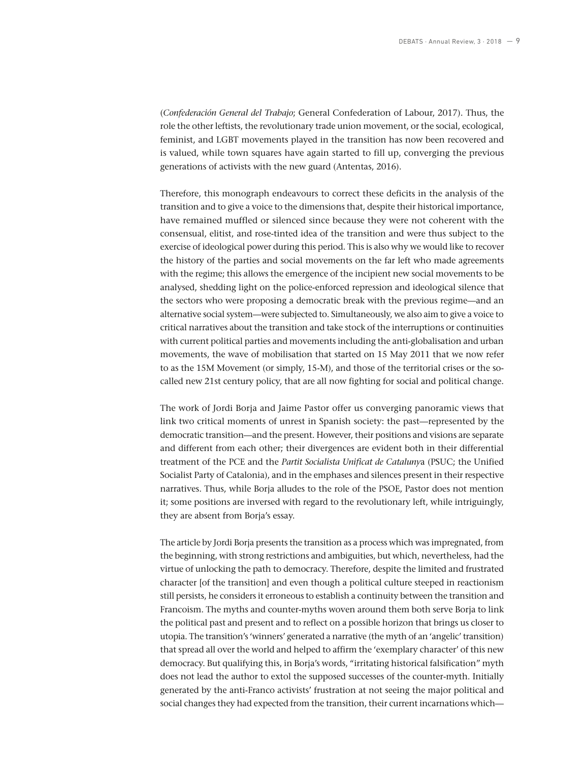(*Confederación General del Trabajo*; General Confederation of Labour, 2017). Thus, the role the other leftists, the revolutionary trade union movement, or the social, ecological, feminist, and LGBT movements played in the transition has now been recovered and is valued, while town squares have again started to fill up, converging the previous generations of activists with the new guard (Antentas, 2016).

Therefore, this monograph endeavours to correct these deficits in the analysis of the transition and to give a voice to the dimensions that, despite their historical importance, have remained muffled or silenced since because they were not coherent with the consensual, elitist, and rose-tinted idea of the transition and were thus subject to the exercise of ideological power during this period. This is also why we would like to recover the history of the parties and social movements on the far left who made agreements with the regime; this allows the emergence of the incipient new social movements to be analysed, shedding light on the police-enforced repression and ideological silence that the sectors who were proposing a democratic break with the previous regime—and an alternative social system—were subjected to. Simultaneously, we also aim to give a voice to critical narratives about the transition and take stock of the interruptions or continuities with current political parties and movements including the anti-globalisation and urban movements, the wave of mobilisation that started on 15 May 2011 that we now refer to as the 15M Movement (or simply, 15-M), and those of the territorial crises or the so-called new 21st century policy, that are all now fighting for social and political change.

The work of Jordi Borja and Jaime Pastor offer us converging panoramic views that link two critical moments of unrest in Spanish society: the past—represented by the democratic transition—and the present. However, their positions and visions are separate and different from each other; their divergences are evident both in their differential treatment of the PCE and the *Partit Socialista Unificat de Catalunya* (PSUC; the Unified Socialist Party of Catalonia), and in the emphases and silences present in their respective narratives. Thus, while Borja alludes to the role of the PSOE, Pastor does not mention it; some positions are inversed with regard to the revolutionary left, while intriguingly, they are absent from Borja's essay.

The article by Jordi Borja presents the transition as a process which was impregnated, from the beginning, with strong restrictions and ambiguities, but which, nevertheless, had the virtue of unlocking the path to democracy. Therefore, despite the limited and frustrated character [of the transition] and even though a political culture steeped in reactionism still persists, he considers it erroneous to establish a continuity between the transition and Francoism. The myths and counter-myths woven around them both serve Borja to link the political past and present and to reflect on a possible horizon that brings us closer to utopia. The transition's 'winners' generated a narrative (the myth of an 'angelic' transition) that spread all over the world and helped to affirm the 'exemplary character' of this new democracy. But qualifying this, in Borja's words, "irritating historical falsification" myth does not lead the author to extol the supposed successes of the counter-myth. Initially generated by the anti-Franco activists' frustration at not seeing the major political and social changes they had expected from the transition, their current incarnations which—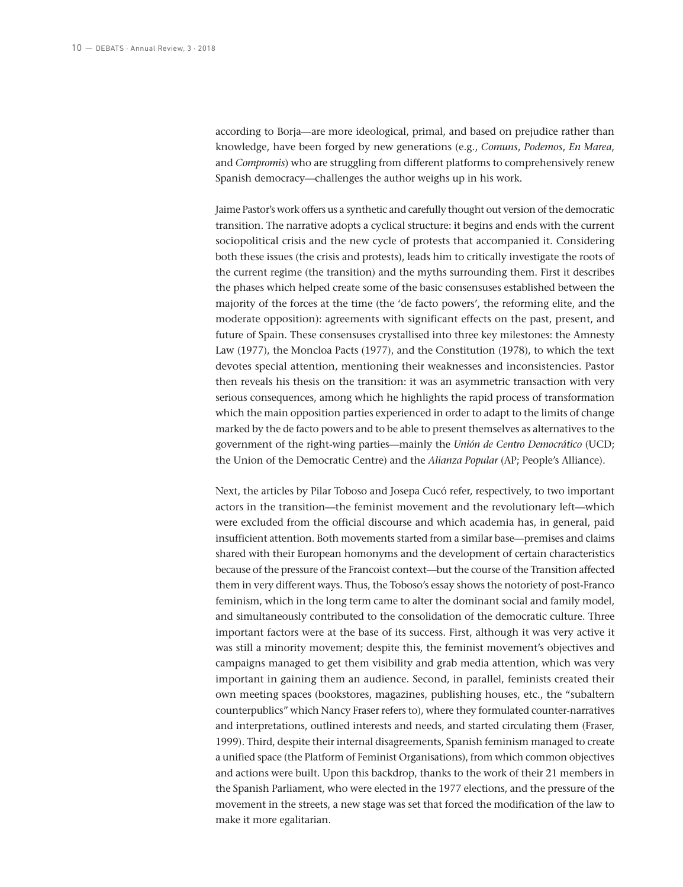according to Borja—are more ideological, primal, and based on prejudice rather than knowledge, have been forged by new generations (e.g., *Comuns*, *Podemos*, *En Marea*, and *Compromis*) who are struggling from different platforms to comprehensively renew Spanish democracy—challenges the author weighs up in his work.

Jaime Pastor's work offers us a synthetic and carefully thought out version of the democratic transition. The narrative adopts a cyclical structure: it begins and ends with the current sociopolitical crisis and the new cycle of protests that accompanied it. Considering both these issues (the crisis and protests), leads him to critically investigate the roots of the current regime (the transition) and the myths surrounding them. First it describes the phases which helped create some of the basic consensuses established between the majority of the forces at the time (the 'de facto powers', the reforming elite, and the moderate opposition): agreements with significant effects on the past, present, and future of Spain. These consensuses crystallised into three key milestones: the Amnesty Law (1977), the Moncloa Pacts (1977), and the Constitution (1978), to which the text devotes special attention, mentioning their weaknesses and inconsistencies. Pastor then reveals his thesis on the transition: it was an asymmetric transaction with very serious consequences, among which he highlights the rapid process of transformation which the main opposition parties experienced in order to adapt to the limits of change marked by the de facto powers and to be able to present themselves as alternatives to the government of the right-wing parties—mainly the *Unión de Centro Democrático* (UCD; the Union of the Democratic Centre) and the *Alianza Popular* (AP; People's Alliance).

Next, the articles by Pilar Toboso and Josepa Cucó refer, respectively, to two important actors in the transition—the feminist movement and the revolutionary left—which were excluded from the official discourse and which academia has, in general, paid insufficient attention. Both movements started from a similar base—premises and claims shared with their European homonyms and the development of certain characteristics because of the pressure of the Francoist context—but the course of the Transition affected them in very different ways. Thus, the Toboso's essay shows the notoriety of post-Franco feminism, which in the long term came to alter the dominant social and family model, and simultaneously contributed to the consolidation of the democratic culture. Three important factors were at the base of its success. First, although it was very active it was still a minority movement; despite this, the feminist movement's objectives and campaigns managed to get them visibility and grab media attention, which was very important in gaining them an audience. Second, in parallel, feminists created their own meeting spaces (bookstores, magazines, publishing houses, etc., the "subaltern counterpublics" which Nancy Fraser refers to), where they formulated counter-narratives and interpretations, outlined interests and needs, and started circulating them (Fraser, 1999). Third, despite their internal disagreements, Spanish feminism managed to create a unified space (the Platform of Feminist Organisations), from which common objectives and actions were built. Upon this backdrop, thanks to the work of their 21 members in the Spanish Parliament, who were elected in the 1977 elections, and the pressure of the movement in the streets, a new stage was set that forced the modification of the law to make it more egalitarian.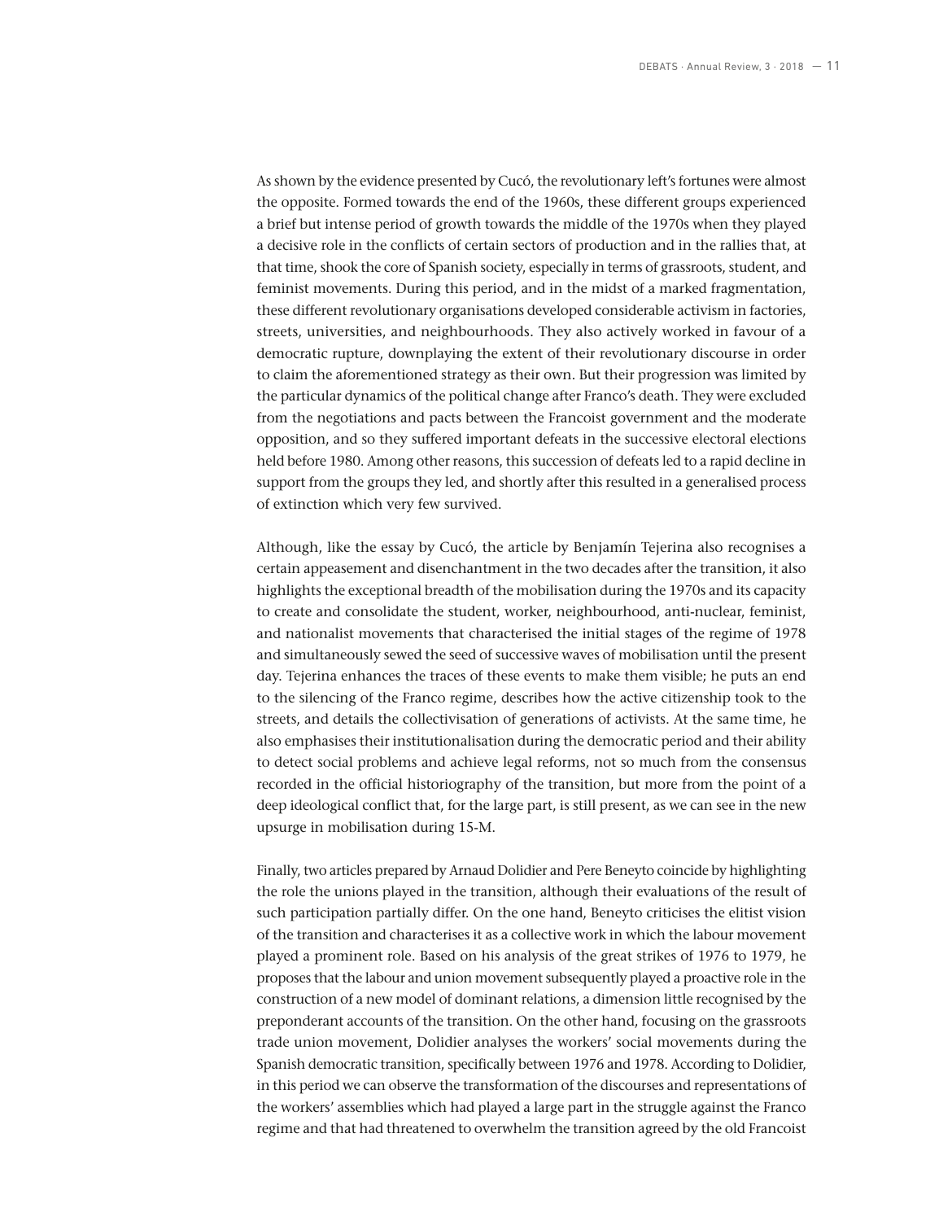As shown by the evidence presented by Cucó, the revolutionary left's fortunes were almost the opposite. Formed towards the end of the 1960s, these different groups experienced a brief but intense period of growth towards the middle of the 1970s when they played a decisive role in the conflicts of certain sectors of production and in the rallies that, at that time, shook the core of Spanish society, especially in terms of grassroots, student, and feminist movements. During this period, and in the midst of a marked fragmentation, these different revolutionary organisations developed considerable activism in factories, streets, universities, and neighbourhoods. They also actively worked in favour of a democratic rupture, downplaying the extent of their revolutionary discourse in order to claim the aforementioned strategy as their own. But their progression was limited by the particular dynamics of the political change after Franco's death. They were excluded from the negotiations and pacts between the Francoist government and the moderate opposition, and so they suffered important defeats in the successive electoral elections held before 1980. Among other reasons, this succession of defeats led to a rapid decline in support from the groups they led, and shortly after this resulted in a generalised process of extinction which very few survived.

Although, like the essay by Cucó, the article by Benjamín Tejerina also recognises a certain appeasement and disenchantment in the two decades after the transition, it also highlights the exceptional breadth of the mobilisation during the 1970s and its capacity to create and consolidate the student, worker, neighbourhood, anti-nuclear, feminist, and nationalist movements that characterised the initial stages of the regime of 1978 and simultaneously sewed the seed of successive waves of mobilisation until the present day. Tejerina enhances the traces of these events to make them visible; he puts an end to the silencing of the Franco regime, describes how the active citizenship took to the streets, and details the collectivisation of generations of activists. At the same time, he also emphasises their institutionalisation during the democratic period and their ability to detect social problems and achieve legal reforms, not so much from the consensus recorded in the official historiography of the transition, but more from the point of a deep ideological conflict that, for the large part, is still present, as we can see in the new upsurge in mobilisation during 15-M.

Finally, two articles prepared by Arnaud Dolidier and Pere Beneyto coincide by highlighting the role the unions played in the transition, although their evaluations of the result of such participation partially differ. On the one hand, Beneyto criticises the elitist vision of the transition and characterises it as a collective work in which the labour movement played a prominent role. Based on his analysis of the great strikes of 1976 to 1979, he proposes that the labour and union movement subsequently played a proactive role in the construction of a new model of dominant relations, a dimension little recognised by the preponderant accounts of the transition. On the other hand, focusing on the grassroots trade union movement, Dolidier analyses the workers' social movements during the Spanish democratic transition, specifically between 1976 and 1978. According to Dolidier, in this period we can observe the transformation of the discourses and representations of the workers' assemblies which had played a large part in the struggle against the Franco regime and that had threatened to overwhelm the transition agreed by the old Francoist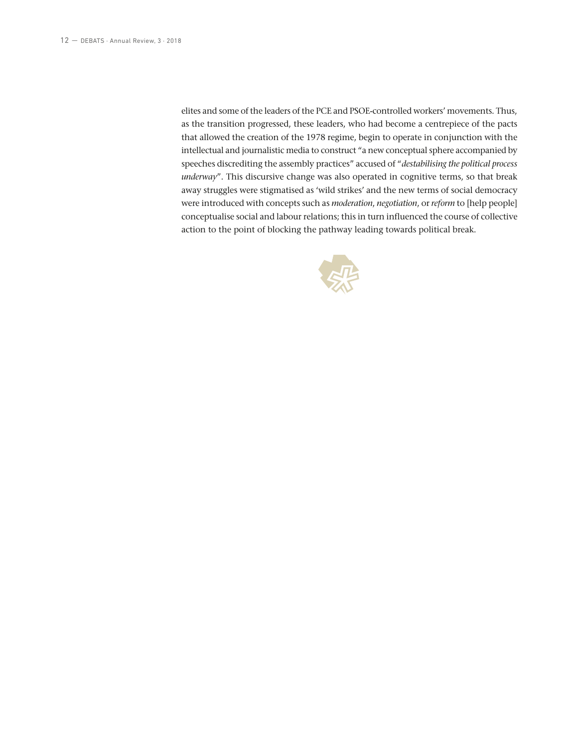elites and some of the leaders of the PCE and PSOE-controlled workers' movements. Thus, as the transition progressed, these leaders, who had become a centrepiece of the pacts that allowed the creation of the 1978 regime, begin to operate in conjunction with the intellectual and journalistic media to construct "a new conceptual sphere accompanied by speeches discrediting the assembly practices" accused of "*destabilising the political process underway*". This discursive change was also operated in cognitive terms, so that break away struggles were stigmatised as 'wild strikes' and the new terms of social democracy were introduced with concepts such as *moderation*, *negotiation*, or *reform* to [help people] conceptualise social and labour relations; this in turn influenced the course of collective action to the point of blocking the pathway leading towards political break.